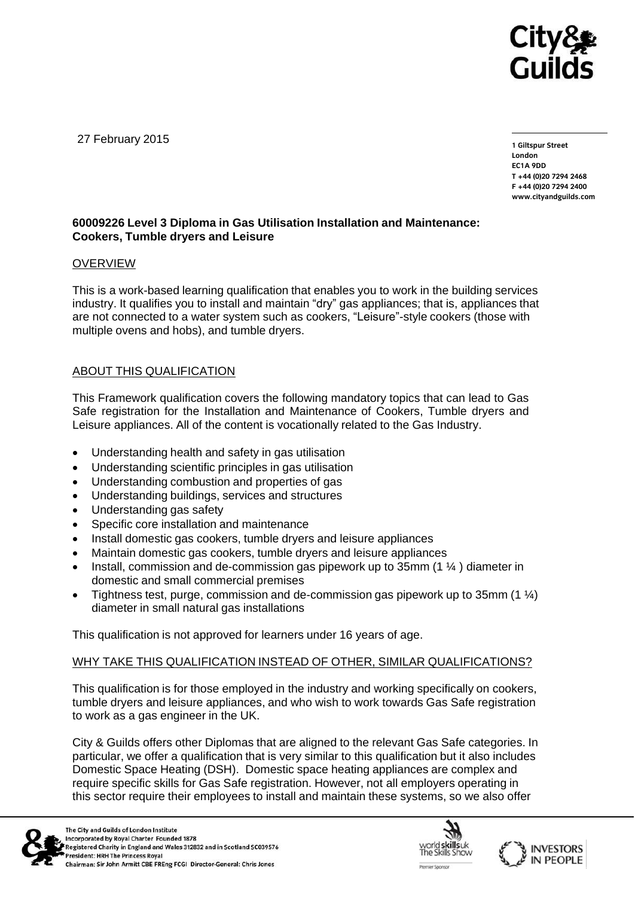27 February 2015

1 Giltspur Street
London
EC1A 9DD
T +44 (0)20 7294 2468
F +44 (0)20 7294 2400
www.cityandguilds.com

**60009226 Level 3 Diploma in Gas Utilisation Installation and Maintenance: Cookers, Tumble dryers and Leisure**

## OVERVIEW

This is a work-based learning qualification that enables you to work in the building services industry. It qualifies you to install and maintain "dry" gas appliances; that is, appliances that are not connected to a water system such as cookers, "Leisure"-style cookers (those with multiple ovens and hobs), and tumble dryers.

## ABOUT THIS QUALIFICATION

This Framework qualification covers the following mandatory topics that can lead to Gas Safe registration for the Installation and Maintenance of Cookers, Tumble dryers and Leisure appliances. All of the content is vocationally related to the Gas Industry.

- Understanding health and safety in gas utilisation
- Understanding scientific principles in gas utilisation
- Understanding combustion and properties of gas
- Understanding buildings, services and structures
- Understanding gas safety
- Specific core installation and maintenance
- Install domestic gas cookers, tumble dryers and leisure appliances
- Maintain domestic gas cookers, tumble dryers and leisure appliances
- Install, commission and de-commission gas pipework up to 35mm (1 ¼ ) diameter in domestic and small commercial premises
- Tightness test, purge, commission and de-commission gas pipework up to 35mm (1 ¼) diameter in small natural gas installations

This qualification is not approved for learners under 16 years of age.

## WHY TAKE THIS QUALIFICATION INSTEAD OF OTHER, SIMILAR QUALIFICATIONS?

This qualification is for those employed in the industry and working specifically on cookers, tumble dryers and leisure appliances, and who wish to work towards Gas Safe registration to work as a gas engineer in the UK.

City & Guilds offers other Diplomas that are aligned to the relevant Gas Safe categories. In particular, we offer a qualification that is very similar to this qualification but it also includes Domestic Space Heating (DSH). Domestic space heating appliances are complex and require specific skills for Gas Safe registration. However, not all employers operating in this sector require their employees to install and maintain these systems, so we also offer

The City and Guilds of London Institute
Incorporated by Royal Charter Founded 1878
Registered Charity in England and Wales 312832 and in Scotland SC039576
President: HRH The Princess Royal
Chairman: Sir John Armitt CBE FREng FCGI Director-General: Chris Jones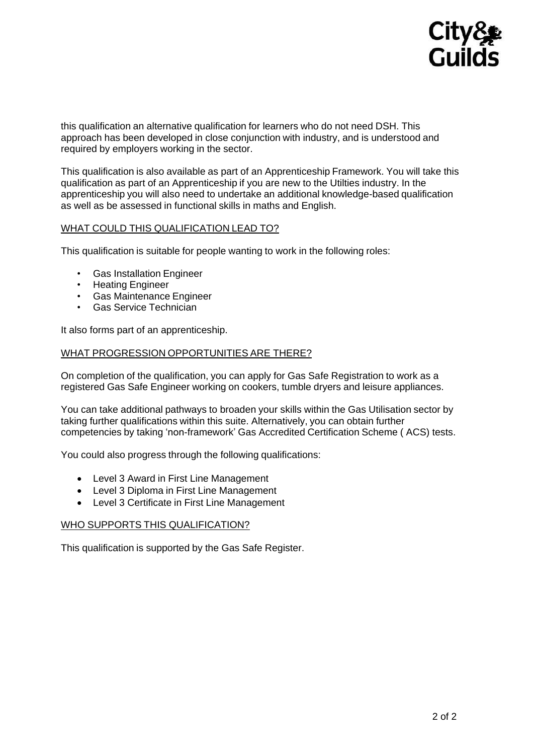this qualification an alternative qualification for learners who do not need DSH. This approach has been developed in close conjunction with industry, and is understood and required by employers working in the sector.

This qualification is also available as part of an Apprenticeship Framework. You will take this qualification as part of an Apprenticeship if you are new to the Utilties industry. In the apprenticeship you will also need to undertake an additional knowledge-based qualification as well as be assessed in functional skills in maths and English.

## WHAT COULD THIS QUALIFICATION LEAD TO?

This qualification is suitable for people wanting to work in the following roles:

- Gas Installation Engineer
- Heating Engineer
- Gas Maintenance Engineer
- Gas Service Technician

It also forms part of an apprenticeship.

## WHAT PROGRESSION OPPORTUNITIES ARE THERE?

On completion of the qualification, you can apply for Gas Safe Registration to work as a registered Gas Safe Engineer working on cookers, tumble dryers and leisure appliances.

You can take additional pathways to broaden your skills within the Gas Utilisation sector by taking further qualifications within this suite. Alternatively, you can obtain further competencies by taking 'non-framework' Gas Accredited Certification Scheme ( ACS) tests.

You could also progress through the following qualifications:

- Level 3 Award in First Line Management
- Level 3 Diploma in First Line Management
- Level 3 Certificate in First Line Management

## WHO SUPPORTS THIS QUALIFICATION?

This qualification is supported by the Gas Safe Register.